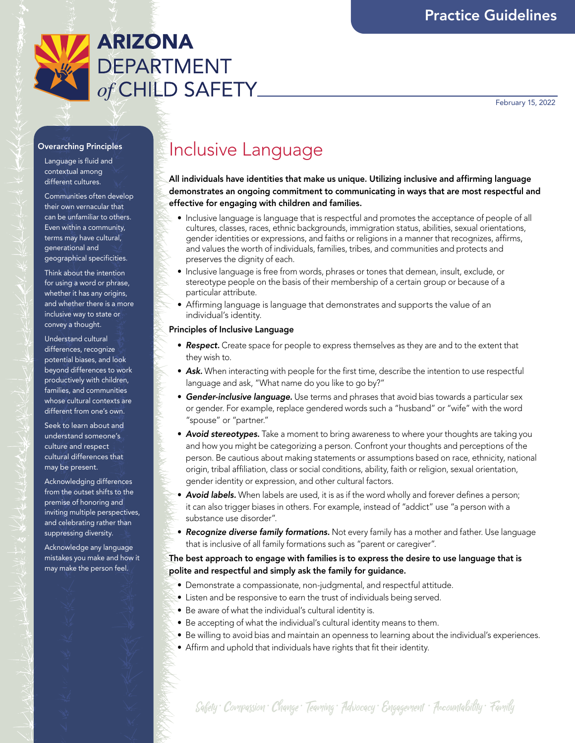# ARIZONA DEPARTMENT of CHILD SAFETY

Practice Guidelines

February 15, 2022

## Inclusive Language

**All individuals have identities that make us unique. Utilizing inclusive and affirming language demonstrates an ongoing commitment to communicating in ways that are most respectful and effective for engaging with children and families.**

- Inclusive language is language that is respectful and promotes the acceptance of people of all cultures, classes, races, ethnic backgrounds, immigration status, abilities, sexual orientations, gender identities or expressions, and faiths or religions in a manner that recognizes, affirms, and values the worth of individuals, families, tribes, and communities and protects and preserves the dignity of each.
- Inclusive language is free from words, phrases or tones that demean, insult, exclude, or stereotype people on the basis of their membership of a certain group or because of a particular attribute.
- Affirming language is language that demonstrates and supports the value of an individual's identity.

### Principles of Inclusive Language

- ***Respect.*** Create space for people to express themselves as they are and to the extent that they wish to.
- ***Ask.*** When interacting with people for the first time, describe the intention to use respectful language and ask, "What name do you like to go by?"
- ***Gender-inclusive language.*** Use terms and phrases that avoid bias towards a particular sex or gender. For example, replace gendered words such a "husband" or "wife" with the word "spouse" or "partner."
- ***Avoid stereotypes.*** Take a moment to bring awareness to where your thoughts are taking you and how you might be categorizing a person. Confront your thoughts and perceptions of the person. Be cautious about making statements or assumptions based on race, ethnicity, national origin, tribal affiliation, class or social conditions, ability, faith or religion, sexual orientation, gender identity or expression, and other cultural factors.
- ***Avoid labels.*** When labels are used, it is as if the word wholly and forever defines a person; it can also trigger biases in others. For example, instead of "addict" use "a person with a substance use disorder".
- ***Recognize diverse family formations.*** Not every family has a mother and father. Use language that is inclusive of all family formations such as "parent or caregiver".

**The best approach to engage with families is to express the desire to use language that is polite and respectful and simply ask the family for guidance.**

- Demonstrate a compassionate, non-judgmental, and respectful attitude.
- Listen and be responsive to earn the trust of individuals being served.
- Be aware of what the individual's cultural identity is.
- Be accepting of what the individual's cultural identity means to them.
- Be willing to avoid bias and maintain an openness to learning about the individual's experiences.
- Affirm and uphold that individuals have rights that fit their identity.

### Overarching Principles

Language is fluid and contextual among different cultures.

Communities often develop their own vernacular that can be unfamiliar to others. Even within a community, terms may have cultural, generational and geographical specificities.

Think about the intention for using a word or phrase, whether it has any origins, and whether there is a more inclusive way to state or convey a thought.

Understand cultural differences, recognize potential biases, and look beyond differences to work productively with children, families, and communities whose cultural contexts are different from one's own.

Seek to learn about and understand someone's culture and respect cultural differences that may be present.

Acknowledging differences from the outset shifts to the premise of honoring and inviting multiple perspectives, and celebrating rather than suppressing diversity.

Acknowledge any language mistakes you make and how it may make the person feel.

Safety · Compassion · Change · Teaming · Advocacy · Engagement · Accountability · Family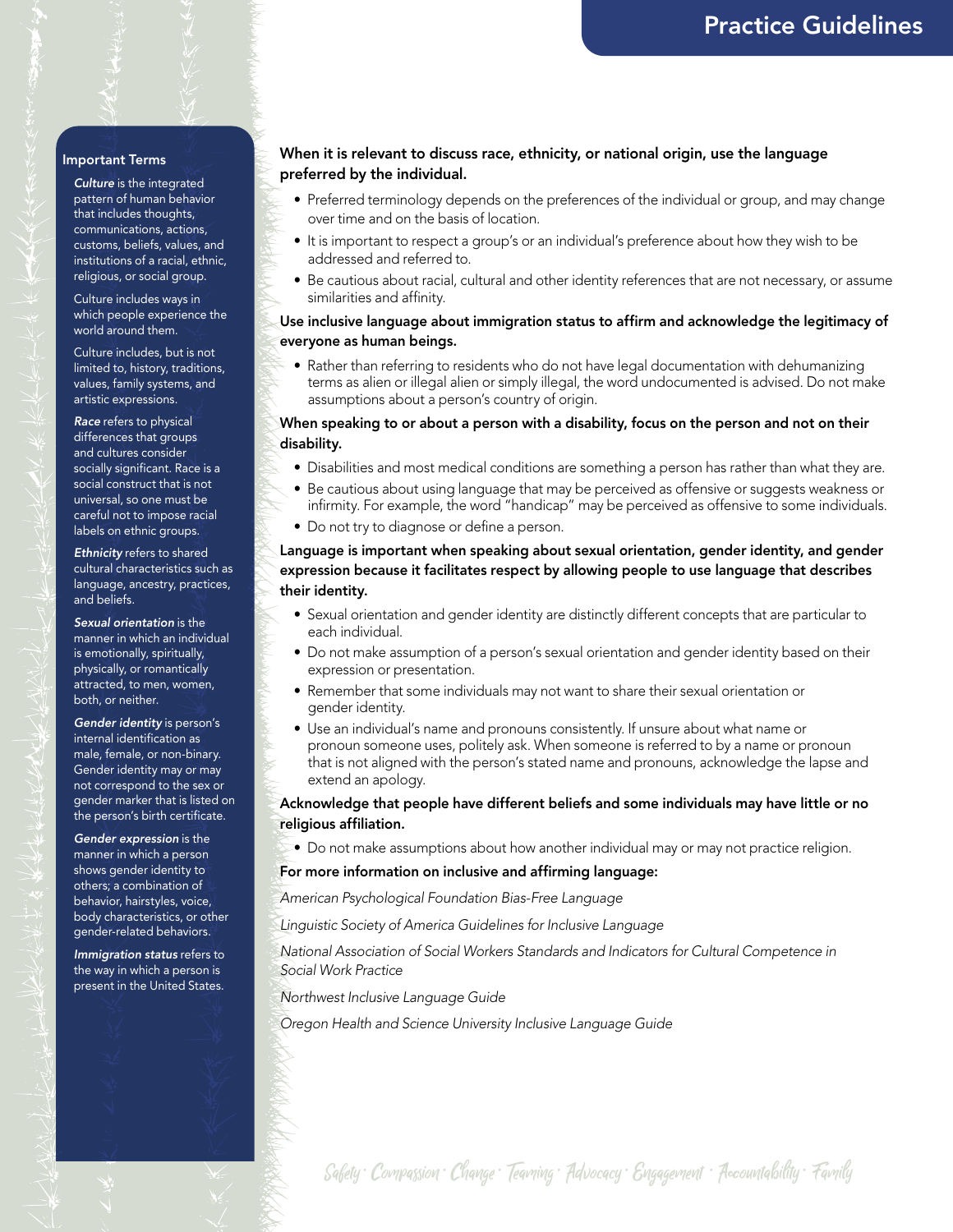## Practice Guidelines

### Important Terms

***Culture*** is the integrated pattern of human behavior that includes thoughts, communications, actions, customs, beliefs, values, and institutions of a racial, ethnic, religious, or social group.

Culture includes ways in which people experience the world around them.

Culture includes, but is not limited to, history, traditions, values, family systems, and artistic expressions.

***Race*** refers to physical differences that groups and cultures consider socially significant. Race is a social construct that is not universal, so one must be careful not to impose racial labels on ethnic groups.

***Ethnicity*** refers to shared cultural characteristics such as language, ancestry, practices, and beliefs.

***Sexual orientation*** is the manner in which an individual is emotionally, spiritually, physically, or romantically attracted, to men, women, both, or neither.

***Gender identity*** is person's internal identification as male, female, or non-binary. Gender identity may or may not correspond to the sex or gender marker that is listed on the person's birth certificate.

***Gender expression*** is the manner in which a person shows gender identity to others; a combination of behavior, hairstyles, voice, body characteristics, or other gender-related behaviors.

***Immigration status*** refers to the way in which a person is present in the United States.

**When it is relevant to discuss race, ethnicity, or national origin, use the language preferred by the individual.**

- Preferred terminology depends on the preferences of the individual or group, and may change over time and on the basis of location.
- It is important to respect a group's or an individual's preference about how they wish to be addressed and referred to.
- Be cautious about racial, cultural and other identity references that are not necessary, or assume similarities and affinity.

**Use inclusive language about immigration status to affirm and acknowledge the legitimacy of everyone as human beings.**

- Rather than referring to residents who do not have legal documentation with dehumanizing terms as alien or illegal alien or simply illegal, the word undocumented is advised. Do not make assumptions about a person's country of origin.

**When speaking to or about a person with a disability, focus on the person and not on their disability.**

- Disabilities and most medical conditions are something a person has rather than what they are.
- Be cautious about using language that may be perceived as offensive or suggests weakness or infirmity. For example, the word "handicap" may be perceived as offensive to some individuals.
- Do not try to diagnose or define a person.

**Language is important when speaking about sexual orientation, gender identity, and gender expression because it facilitates respect by allowing people to use language that describes their identity.**

- Sexual orientation and gender identity are distinctly different concepts that are particular to each individual.
- Do not make assumption of a person's sexual orientation and gender identity based on their expression or presentation.
- Remember that some individuals may not want to share their sexual orientation or gender identity.
- Use an individual's name and pronouns consistently. If unsure about what name or pronoun someone uses, politely ask. When someone is referred to by a name or pronoun that is not aligned with the person's stated name and pronouns, acknowledge the lapse and extend an apology.

**Acknowledge that people have different beliefs and some individuals may have little or no religious affiliation.**

- Do not make assumptions about how another individual may or may not practice religion.

**For more information on inclusive and affirming language:**

*American Psychological Foundation Bias-Free Language*

*Linguistic Society of America Guidelines for Inclusive Language*

*National Association of Social Workers Standards and Indicators for Cultural Competence in Social Work Practice*

*Northwest Inclusive Language Guide*

*Oregon Health and Science University Inclusive Language Guide*

Safety · Compassion · Change · Teaming · Advocacy · Engagement · Accountability · Family